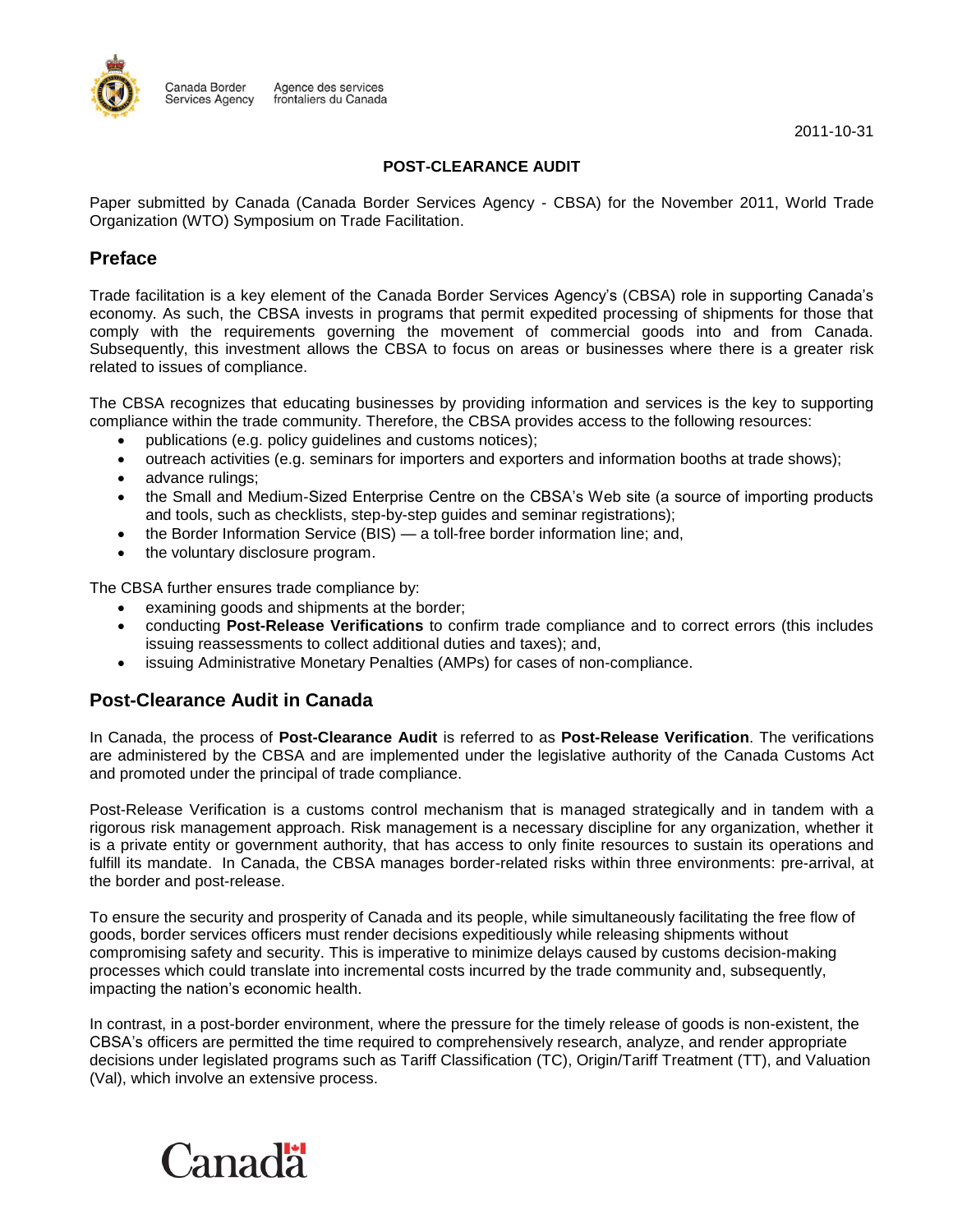Canada Border Services Agency Agence des services frontaliers du Canada

2011-10-31

**POST-CLEARANCE AUDIT**

Paper submitted by Canada (Canada Border Services Agency - CBSA) for the November 2011, World Trade Organization (WTO) Symposium on Trade Facilitation.

## Preface

Trade facilitation is a key element of the Canada Border Services Agency's (CBSA) role in supporting Canada's economy. As such, the CBSA invests in programs that permit expedited processing of shipments for those that comply with the requirements governing the movement of commercial goods into and from Canada. Subsequently, this investment allows the CBSA to focus on areas or businesses where there is a greater risk related to issues of compliance.

The CBSA recognizes that educating businesses by providing information and services is the key to supporting compliance within the trade community. Therefore, the CBSA provides access to the following resources:

- publications (e.g. policy guidelines and customs notices);
- outreach activities (e.g. seminars for importers and exporters and information booths at trade shows);
- advance rulings;
- the Small and Medium-Sized Enterprise Centre on the CBSA's Web site (a source of importing products and tools, such as checklists, step-by-step guides and seminar registrations);
- the Border Information Service (BIS) — a toll-free border information line; and,
- the voluntary disclosure program.

The CBSA further ensures trade compliance by:

- examining goods and shipments at the border;
- conducting **Post-Release Verifications** to confirm trade compliance and to correct errors (this includes issuing reassessments to collect additional duties and taxes); and,
- issuing Administrative Monetary Penalties (AMPs) for cases of non-compliance.

## Post-Clearance Audit in Canada

In Canada, the process of **Post-Clearance Audit** is referred to as **Post-Release Verification**. The verifications are administered by the CBSA and are implemented under the legislative authority of the Canada Customs Act and promoted under the principal of trade compliance.

Post-Release Verification is a customs control mechanism that is managed strategically and in tandem with a rigorous risk management approach. Risk management is a necessary discipline for any organization, whether it is a private entity or government authority, that has access to only finite resources to sustain its operations and fulfill its mandate. In Canada, the CBSA manages border-related risks within three environments: pre-arrival, at the border and post-release.

To ensure the security and prosperity of Canada and its people, while simultaneously facilitating the free flow of goods, border services officers must render decisions expeditiously while releasing shipments without compromising safety and security. This is imperative to minimize delays caused by customs decision-making processes which could translate into incremental costs incurred by the trade community and, subsequently, impacting the nation's economic health.

In contrast, in a post-border environment, where the pressure for the timely release of goods is non-existent, the CBSA's officers are permitted the time required to comprehensively research, analyze, and render appropriate decisions under legislated programs such as Tariff Classification (TC), Origin/Tariff Treatment (TT), and Valuation (Val), which involve an extensive process.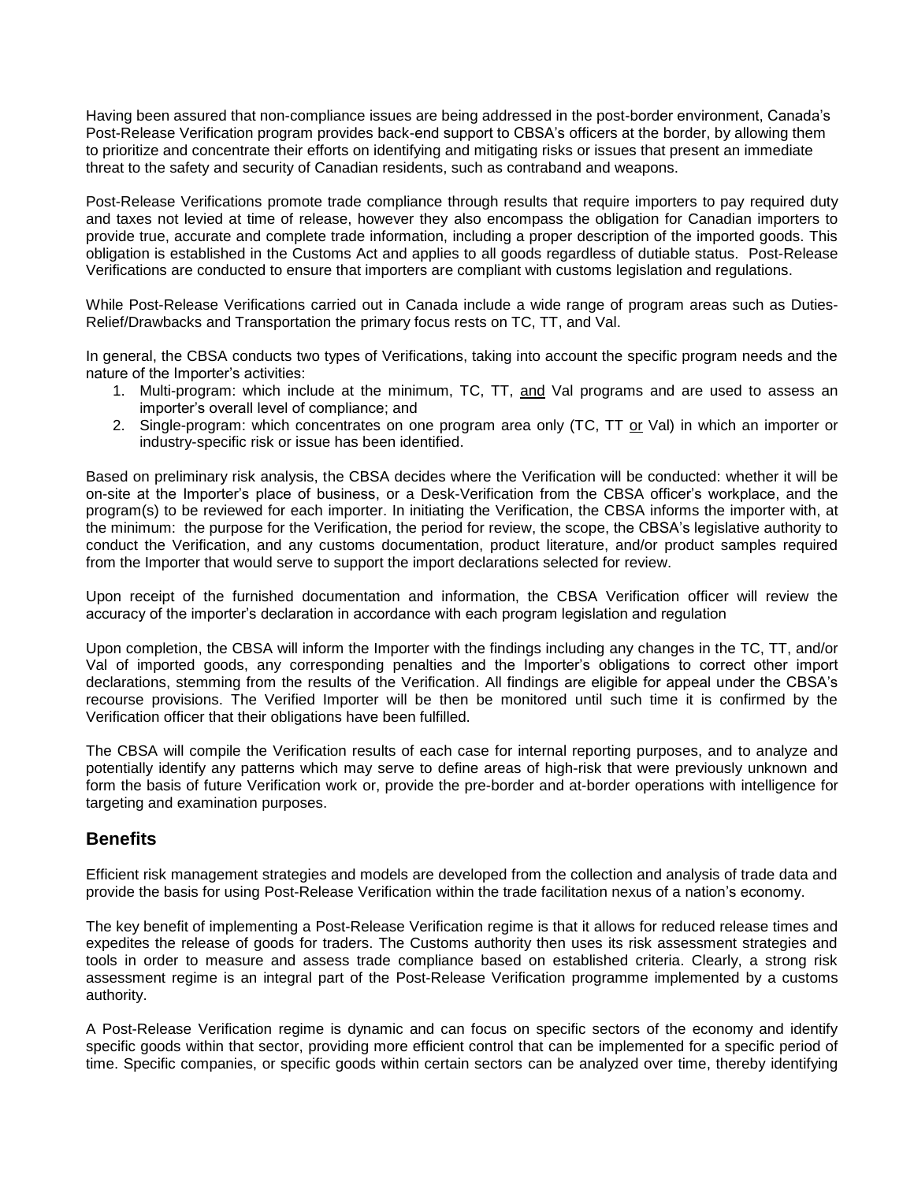Having been assured that non-compliance issues are being addressed in the post-border environment, Canada's Post-Release Verification program provides back-end support to CBSA's officers at the border, by allowing them to prioritize and concentrate their efforts on identifying and mitigating risks or issues that present an immediate threat to the safety and security of Canadian residents, such as contraband and weapons.

Post-Release Verifications promote trade compliance through results that require importers to pay required duty and taxes not levied at time of release, however they also encompass the obligation for Canadian importers to provide true, accurate and complete trade information, including a proper description of the imported goods. This obligation is established in the Customs Act and applies to all goods regardless of dutiable status. Post-Release Verifications are conducted to ensure that importers are compliant with customs legislation and regulations.

While Post-Release Verifications carried out in Canada include a wide range of program areas such as Duties-Relief/Drawbacks and Transportation the primary focus rests on TC, TT, and Val.

In general, the CBSA conducts two types of Verifications, taking into account the specific program needs and the nature of the Importer's activities:

1. Multi-program: which include at the minimum, TC, TT, <u>and</u> Val programs and are used to assess an importer's overall level of compliance; and
2. Single-program: which concentrates on one program area only (TC, TT <u>or</u> Val) in which an importer or industry-specific risk or issue has been identified.

Based on preliminary risk analysis, the CBSA decides where the Verification will be conducted: whether it will be on-site at the Importer's place of business, or a Desk-Verification from the CBSA officer's workplace, and the program(s) to be reviewed for each importer. In initiating the Verification, the CBSA informs the importer with, at the minimum: the purpose for the Verification, the period for review, the scope, the CBSA's legislative authority to conduct the Verification, and any customs documentation, product literature, and/or product samples required from the Importer that would serve to support the import declarations selected for review.

Upon receipt of the furnished documentation and information, the CBSA Verification officer will review the accuracy of the importer's declaration in accordance with each program legislation and regulation

Upon completion, the CBSA will inform the Importer with the findings including any changes in the TC, TT, and/or Val of imported goods, any corresponding penalties and the Importer's obligations to correct other import declarations, stemming from the results of the Verification. All findings are eligible for appeal under the CBSA's recourse provisions. The Verified Importer will be then be monitored until such time it is confirmed by the Verification officer that their obligations have been fulfilled.

The CBSA will compile the Verification results of each case for internal reporting purposes, and to analyze and potentially identify any patterns which may serve to define areas of high-risk that were previously unknown and form the basis of future Verification work or, provide the pre-border and at-border operations with intelligence for targeting and examination purposes.

## Benefits

Efficient risk management strategies and models are developed from the collection and analysis of trade data and provide the basis for using Post-Release Verification within the trade facilitation nexus of a nation's economy.

The key benefit of implementing a Post-Release Verification regime is that it allows for reduced release times and expedites the release of goods for traders. The Customs authority then uses its risk assessment strategies and tools in order to measure and assess trade compliance based on established criteria. Clearly, a strong risk assessment regime is an integral part of the Post-Release Verification programme implemented by a customs authority.

A Post-Release Verification regime is dynamic and can focus on specific sectors of the economy and identify specific goods within that sector, providing more efficient control that can be implemented for a specific period of time. Specific companies, or specific goods within certain sectors can be analyzed over time, thereby identifying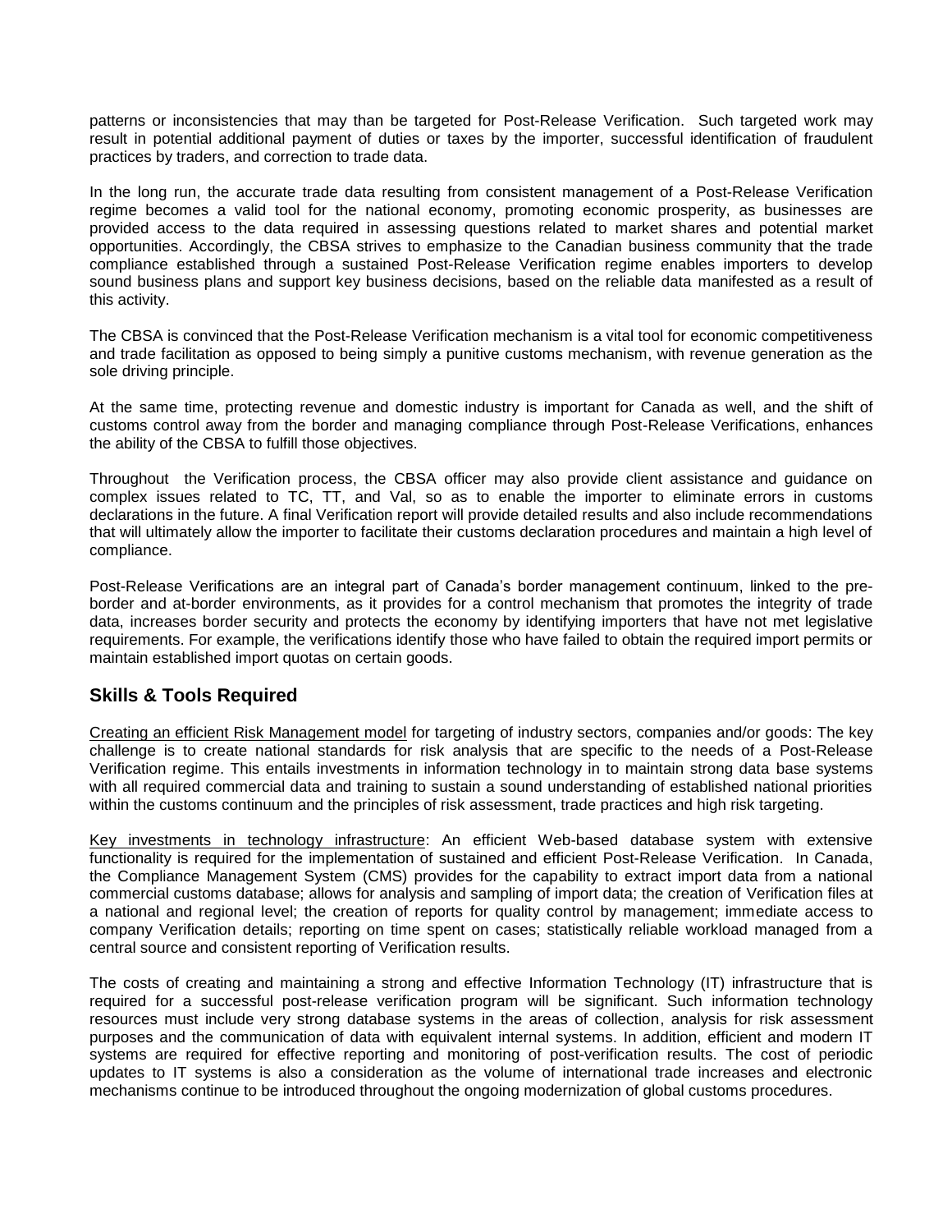patterns or inconsistencies that may than be targeted for Post-Release Verification. Such targeted work may result in potential additional payment of duties or taxes by the importer, successful identification of fraudulent practices by traders, and correction to trade data.

In the long run, the accurate trade data resulting from consistent management of a Post-Release Verification regime becomes a valid tool for the national economy, promoting economic prosperity, as businesses are provided access to the data required in assessing questions related to market shares and potential market opportunities. Accordingly, the CBSA strives to emphasize to the Canadian business community that the trade compliance established through a sustained Post-Release Verification regime enables importers to develop sound business plans and support key business decisions, based on the reliable data manifested as a result of this activity.

The CBSA is convinced that the Post-Release Verification mechanism is a vital tool for economic competitiveness and trade facilitation as opposed to being simply a punitive customs mechanism, with revenue generation as the sole driving principle.

At the same time, protecting revenue and domestic industry is important for Canada as well, and the shift of customs control away from the border and managing compliance through Post-Release Verifications, enhances the ability of the CBSA to fulfill those objectives.

Throughout the Verification process, the CBSA officer may also provide client assistance and guidance on complex issues related to TC, TT, and Val, so as to enable the importer to eliminate errors in customs declarations in the future. A final Verification report will provide detailed results and also include recommendations that will ultimately allow the importer to facilitate their customs declaration procedures and maintain a high level of compliance.

Post-Release Verifications are an integral part of Canada's border management continuum, linked to the pre-border and at-border environments, as it provides for a control mechanism that promotes the integrity of trade data, increases border security and protects the economy by identifying importers that have not met legislative requirements. For example, the verifications identify those who have failed to obtain the required import permits or maintain established import quotas on certain goods.

## Skills & Tools Required

<u>Creating an efficient Risk Management model</u> for targeting of industry sectors, companies and/or goods: The key challenge is to create national standards for risk analysis that are specific to the needs of a Post-Release Verification regime. This entails investments in information technology in to maintain strong data base systems with all required commercial data and training to sustain a sound understanding of established national priorities within the customs continuum and the principles of risk assessment, trade practices and high risk targeting.

<u>Key investments in technology infrastructure</u>: An efficient Web-based database system with extensive functionality is required for the implementation of sustained and efficient Post-Release Verification. In Canada, the Compliance Management System (CMS) provides for the capability to extract import data from a national commercial customs database; allows for analysis and sampling of import data; the creation of Verification files at a national and regional level; the creation of reports for quality control by management; immediate access to company Verification details; reporting on time spent on cases; statistically reliable workload managed from a central source and consistent reporting of Verification results.

The costs of creating and maintaining a strong and effective Information Technology (IT) infrastructure that is required for a successful post-release verification program will be significant. Such information technology resources must include very strong database systems in the areas of collection, analysis for risk assessment purposes and the communication of data with equivalent internal systems. In addition, efficient and modern IT systems are required for effective reporting and monitoring of post-verification results. The cost of periodic updates to IT systems is also a consideration as the volume of international trade increases and electronic mechanisms continue to be introduced throughout the ongoing modernization of global customs procedures.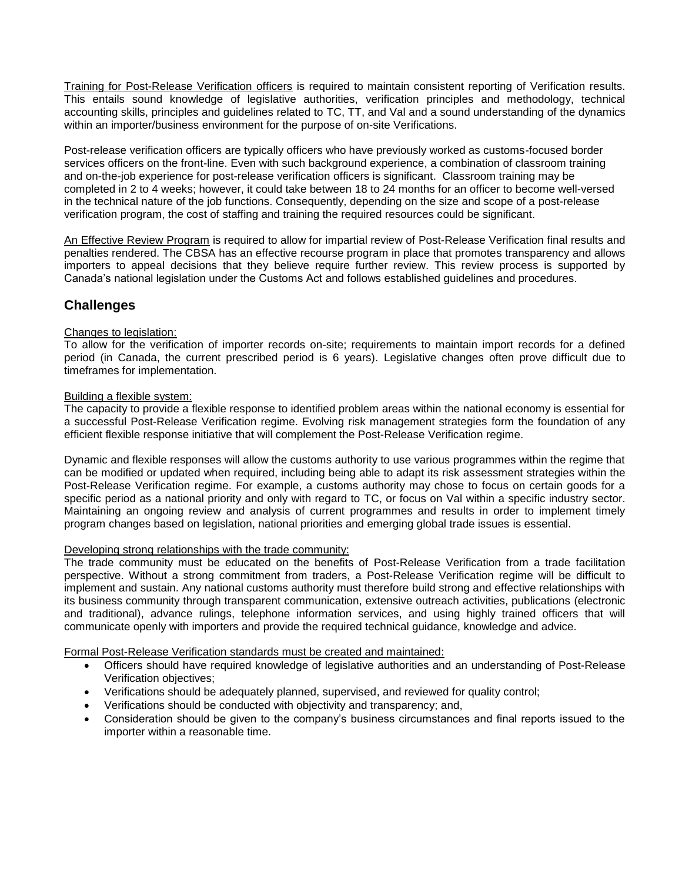Training for Post-Release Verification officers is required to maintain consistent reporting of Verification results. This entails sound knowledge of legislative authorities, verification principles and methodology, technical accounting skills, principles and guidelines related to TC, TT, and Val and a sound understanding of the dynamics within an importer/business environment for the purpose of on-site Verifications.

Post-release verification officers are typically officers who have previously worked as customs-focused border services officers on the front-line. Even with such background experience, a combination of classroom training and on-the-job experience for post-release verification officers is significant. Classroom training may be completed in 2 to 4 weeks; however, it could take between 18 to 24 months for an officer to become well-versed in the technical nature of the job functions. Consequently, depending on the size and scope of a post-release verification program, the cost of staffing and training the required resources could be significant.

An Effective Review Program is required to allow for impartial review of Post-Release Verification final results and penalties rendered. The CBSA has an effective recourse program in place that promotes transparency and allows importers to appeal decisions that they believe require further review. This review process is supported by Canada's national legislation under the Customs Act and follows established guidelines and procedures.

## Challenges

Changes to legislation:
To allow for the verification of importer records on-site; requirements to maintain import records for a defined period (in Canada, the current prescribed period is 6 years). Legislative changes often prove difficult due to timeframes for implementation.

Building a flexible system:
The capacity to provide a flexible response to identified problem areas within the national economy is essential for a successful Post-Release Verification regime. Evolving risk management strategies form the foundation of any efficient flexible response initiative that will complement the Post-Release Verification regime.

Dynamic and flexible responses will allow the customs authority to use various programmes within the regime that can be modified or updated when required, including being able to adapt its risk assessment strategies within the Post-Release Verification regime. For example, a customs authority may chose to focus on certain goods for a specific period as a national priority and only with regard to TC, or focus on Val within a specific industry sector. Maintaining an ongoing review and analysis of current programmes and results in order to implement timely program changes based on legislation, national priorities and emerging global trade issues is essential.

Developing strong relationships with the trade community:
The trade community must be educated on the benefits of Post-Release Verification from a trade facilitation perspective. Without a strong commitment from traders, a Post-Release Verification regime will be difficult to implement and sustain. Any national customs authority must therefore build strong and effective relationships with its business community through transparent communication, extensive outreach activities, publications (electronic and traditional), advance rulings, telephone information services, and using highly trained officers that will communicate openly with importers and provide the required technical guidance, knowledge and advice.

Formal Post-Release Verification standards must be created and maintained:

- Officers should have required knowledge of legislative authorities and an understanding of Post-Release Verification objectives;
- Verifications should be adequately planned, supervised, and reviewed for quality control;
- Verifications should be conducted with objectivity and transparency; and,
- Consideration should be given to the company's business circumstances and final reports issued to the importer within a reasonable time.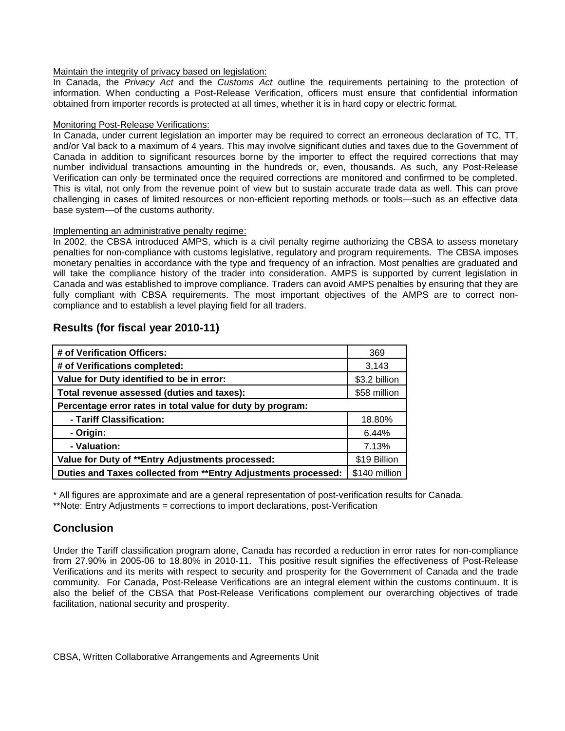Maintain the integrity of privacy based on legislation:
In Canada, the *Privacy Act* and the *Customs Act* outline the requirements pertaining to the protection of information. When conducting a Post-Release Verification, officers must ensure that confidential information obtained from importer records is protected at all times, whether it is in hard copy or electric format.

Monitoring Post-Release Verifications:
In Canada, under current legislation an importer may be required to correct an erroneous declaration of TC, TT, and/or Val back to a maximum of 4 years. This may involve significant duties and taxes due to the Government of Canada in addition to significant resources borne by the importer to effect the required corrections that may number individual transactions amounting in the hundreds or, even, thousands. As such, any Post-Release Verification can only be terminated once the required corrections are monitored and confirmed to be completed. This is vital, not only from the revenue point of view but to sustain accurate trade data as well. This can prove challenging in cases of limited resources or non-efficient reporting methods or tools—such as an effective data base system—of the customs authority.

Implementing an administrative penalty regime:
In 2002, the CBSA introduced AMPS, which is a civil penalty regime authorizing the CBSA to assess monetary penalties for non-compliance with customs legislative, regulatory and program requirements. The CBSA imposes monetary penalties in accordance with the type and frequency of an infraction. Most penalties are graduated and will take the compliance history of the trader into consideration. AMPS is supported by current legislation in Canada and was established to improve compliance. Traders can avoid AMPS penalties by ensuring that they are fully compliant with CBSA requirements. The most important objectives of the AMPS are to correct non-compliance and to establish a level playing field for all traders.

## Results (for fiscal year 2010-11)

| | |
|---|---|
| **# of Verification Officers:** | 369 |
| **# of Verifications completed:** | 3,143 |
| **Value for Duty identified to be in error:** | $3.2 billion |
| **Total revenue assessed (duties and taxes):** | $58 million |
| **Percentage error rates in total value for duty by program:** | |
| **- Tariff Classification:** | 18.80% |
| **- Origin:** | 6.44% |
| **- Valuation:** | 7.13% |
| **Value for Duty of **Entry Adjustments processed:** | $19 Billion |
| **Duties and Taxes collected from **Entry Adjustments processed:** | $140 million |

\* All figures are approximate and are a general representation of post-verification results for Canada.
**Note: Entry Adjustments = corrections to import declarations, post-Verification

## Conclusion

Under the Tariff classification program alone, Canada has recorded a reduction in error rates for non-compliance from 27.90% in 2005-06 to 18.80% in 2010-11. This positive result signifies the effectiveness of Post-Release Verifications and its merits with respect to security and prosperity for the Government of Canada and the trade community. For Canada, Post-Release Verifications are an integral element within the customs continuum. It is also the belief of the CBSA that Post-Release Verifications complement our overarching objectives of trade facilitation, national security and prosperity.

CBSA, Written Collaborative Arrangements and Agreements Unit